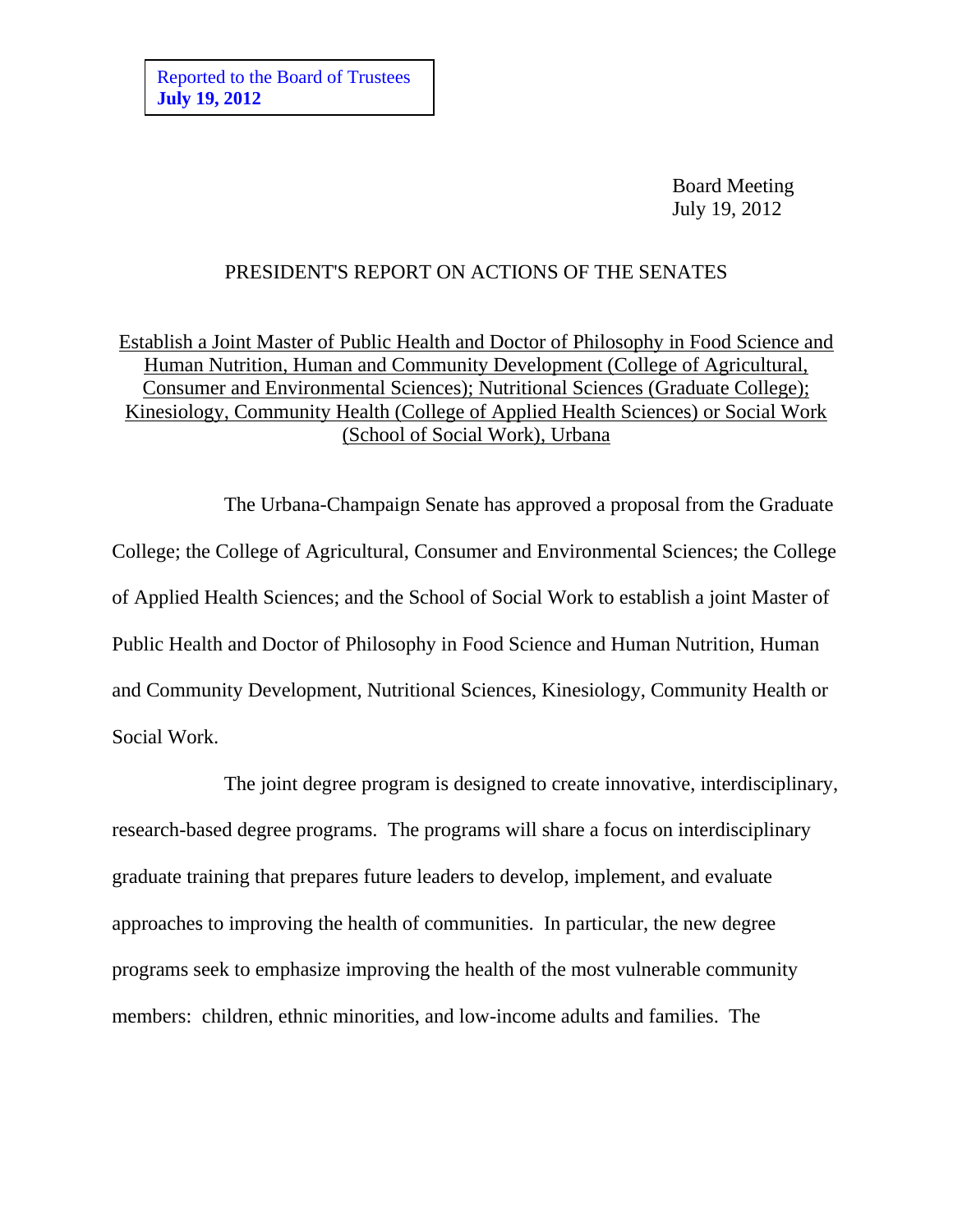Reported to the Board of Trustees
**July 19, 2012**

Board Meeting
July 19, 2012

# PRESIDENT'S REPORT ON ACTIONS OF THE SENATES

## Establish a Joint Master of Public Health and Doctor of Philosophy in Food Science and Human Nutrition, Human and Community Development (College of Agricultural, Consumer and Environmental Sciences); Nutritional Sciences (Graduate College); Kinesiology, Community Health (College of Applied Health Sciences) or Social Work (School of Social Work), Urbana

The Urbana-Champaign Senate has approved a proposal from the Graduate College; the College of Agricultural, Consumer and Environmental Sciences; the College of Applied Health Sciences; and the School of Social Work to establish a joint Master of Public Health and Doctor of Philosophy in Food Science and Human Nutrition, Human and Community Development, Nutritional Sciences, Kinesiology, Community Health or Social Work.

The joint degree program is designed to create innovative, interdisciplinary, research-based degree programs. The programs will share a focus on interdisciplinary graduate training that prepares future leaders to develop, implement, and evaluate approaches to improving the health of communities. In particular, the new degree programs seek to emphasize improving the health of the most vulnerable community members: children, ethnic minorities, and low-income adults and families. The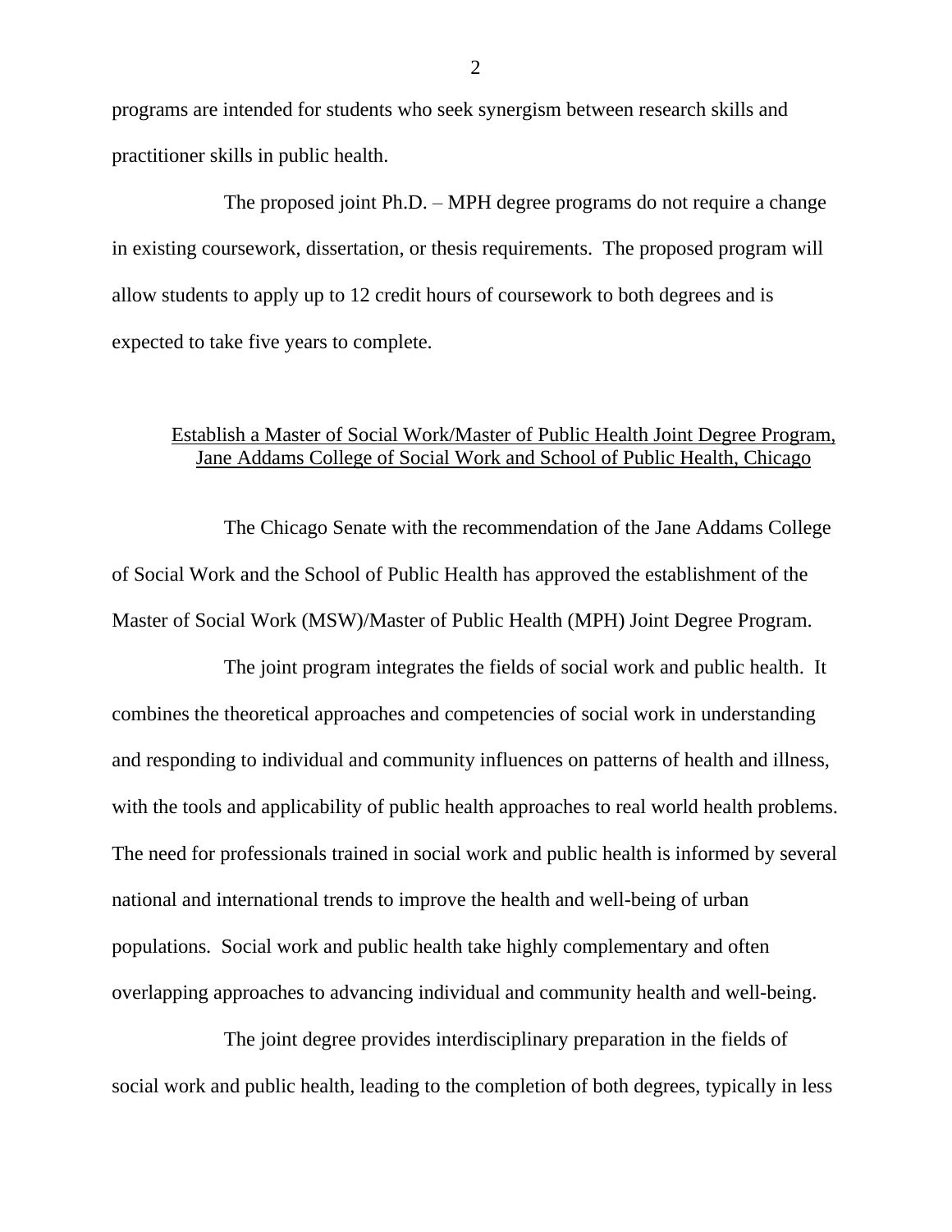programs are intended for students who seek synergism between research skills and practitioner skills in public health.

The proposed joint Ph.D. – MPH degree programs do not require a change in existing coursework, dissertation, or thesis requirements. The proposed program will allow students to apply up to 12 credit hours of coursework to both degrees and is expected to take five years to complete.

## Establish a Master of Social Work/Master of Public Health Joint Degree Program, Jane Addams College of Social Work and School of Public Health, Chicago

The Chicago Senate with the recommendation of the Jane Addams College of Social Work and the School of Public Health has approved the establishment of the Master of Social Work (MSW)/Master of Public Health (MPH) Joint Degree Program.

The joint program integrates the fields of social work and public health. It combines the theoretical approaches and competencies of social work in understanding and responding to individual and community influences on patterns of health and illness, with the tools and applicability of public health approaches to real world health problems. The need for professionals trained in social work and public health is informed by several national and international trends to improve the health and well-being of urban populations. Social work and public health take highly complementary and often overlapping approaches to advancing individual and community health and well-being.

The joint degree provides interdisciplinary preparation in the fields of social work and public health, leading to the completion of both degrees, typically in less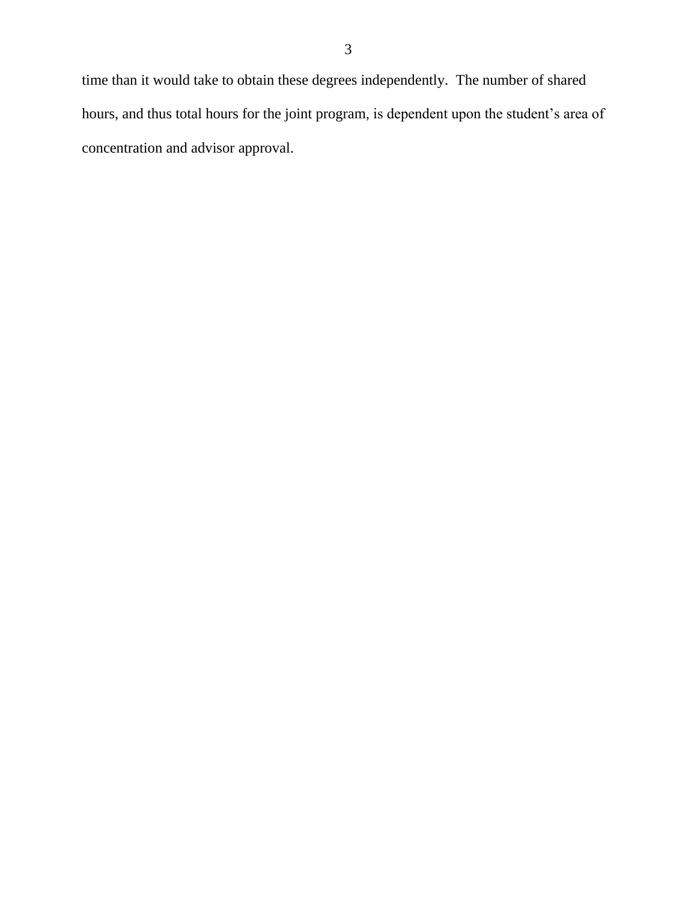time than it would take to obtain these degrees independently. The number of shared hours, and thus total hours for the joint program, is dependent upon the student's area of concentration and advisor approval.